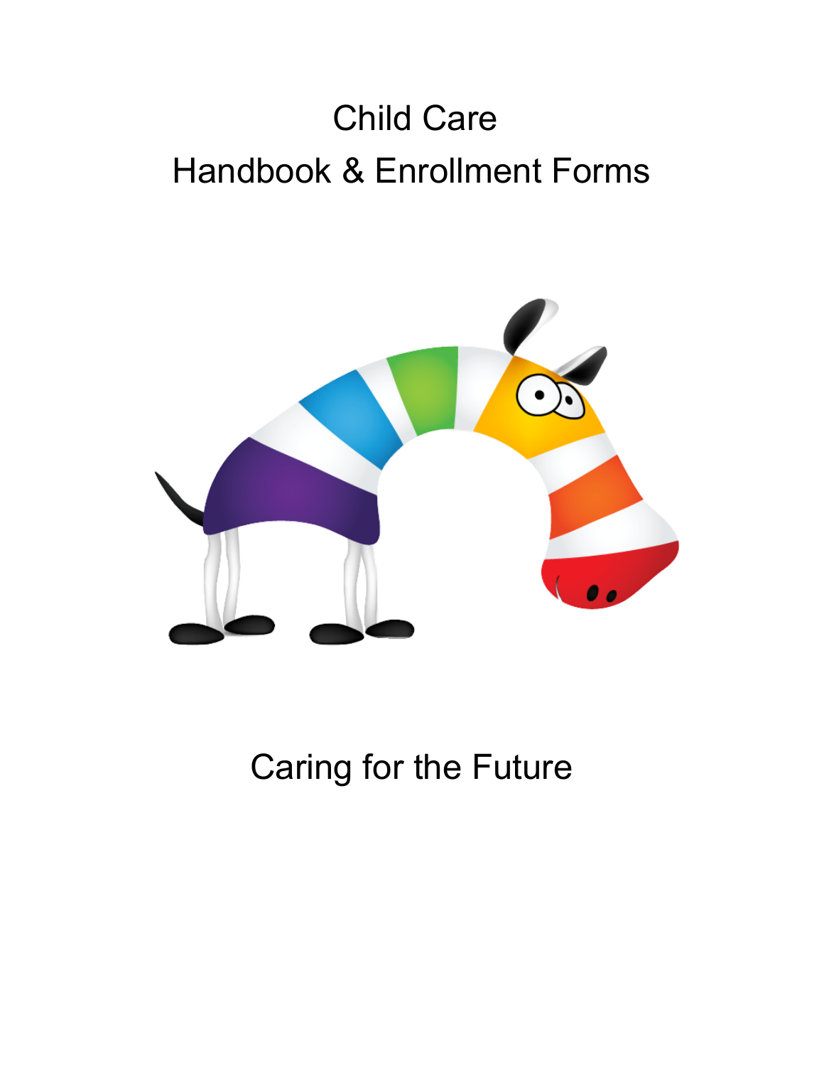# Child Care
# Handbook & Enrollment Forms

Caring for the Future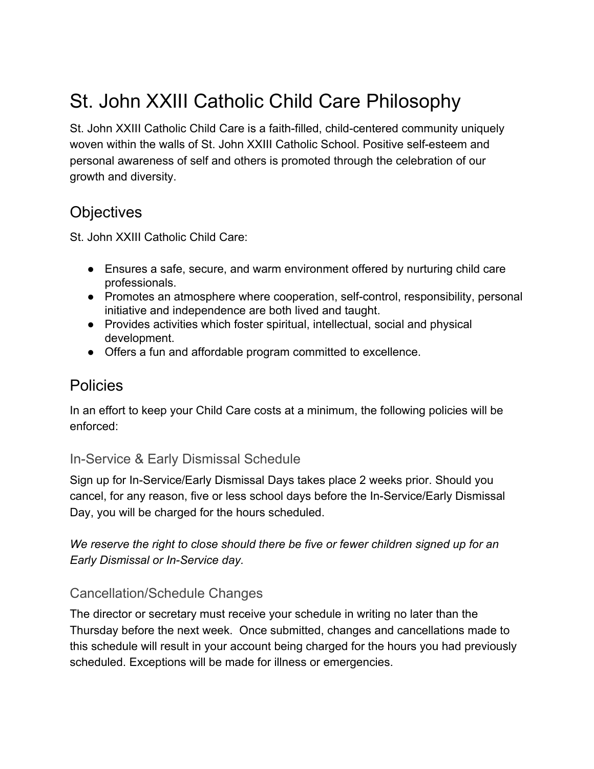# St. John XXIII Catholic Child Care Philosophy

St. John XXIII Catholic Child Care is a faith-filled, child-centered community uniquely woven within the walls of St. John XXIII Catholic School. Positive self-esteem and personal awareness of self and others is promoted through the celebration of our growth and diversity.

## Objectives

St. John XXIII Catholic Child Care:

- Ensures a safe, secure, and warm environment offered by nurturing child care professionals.
- Promotes an atmosphere where cooperation, self-control, responsibility, personal initiative and independence are both lived and taught.
- Provides activities which foster spiritual, intellectual, social and physical development.
- Offers a fun and affordable program committed to excellence.

## Policies

In an effort to keep your Child Care costs at a minimum, the following policies will be enforced:

### In-Service & Early Dismissal Schedule

Sign up for In-Service/Early Dismissal Days takes place 2 weeks prior. Should you cancel, for any reason, five or less school days before the In-Service/Early Dismissal Day, you will be charged for the hours scheduled.

*We reserve the right to close should there be five or fewer children signed up for an Early Dismissal or In-Service day.*

### Cancellation/Schedule Changes

The director or secretary must receive your schedule in writing no later than the Thursday before the next week. Once submitted, changes and cancellations made to this schedule will result in your account being charged for the hours you had previously scheduled. Exceptions will be made for illness or emergencies.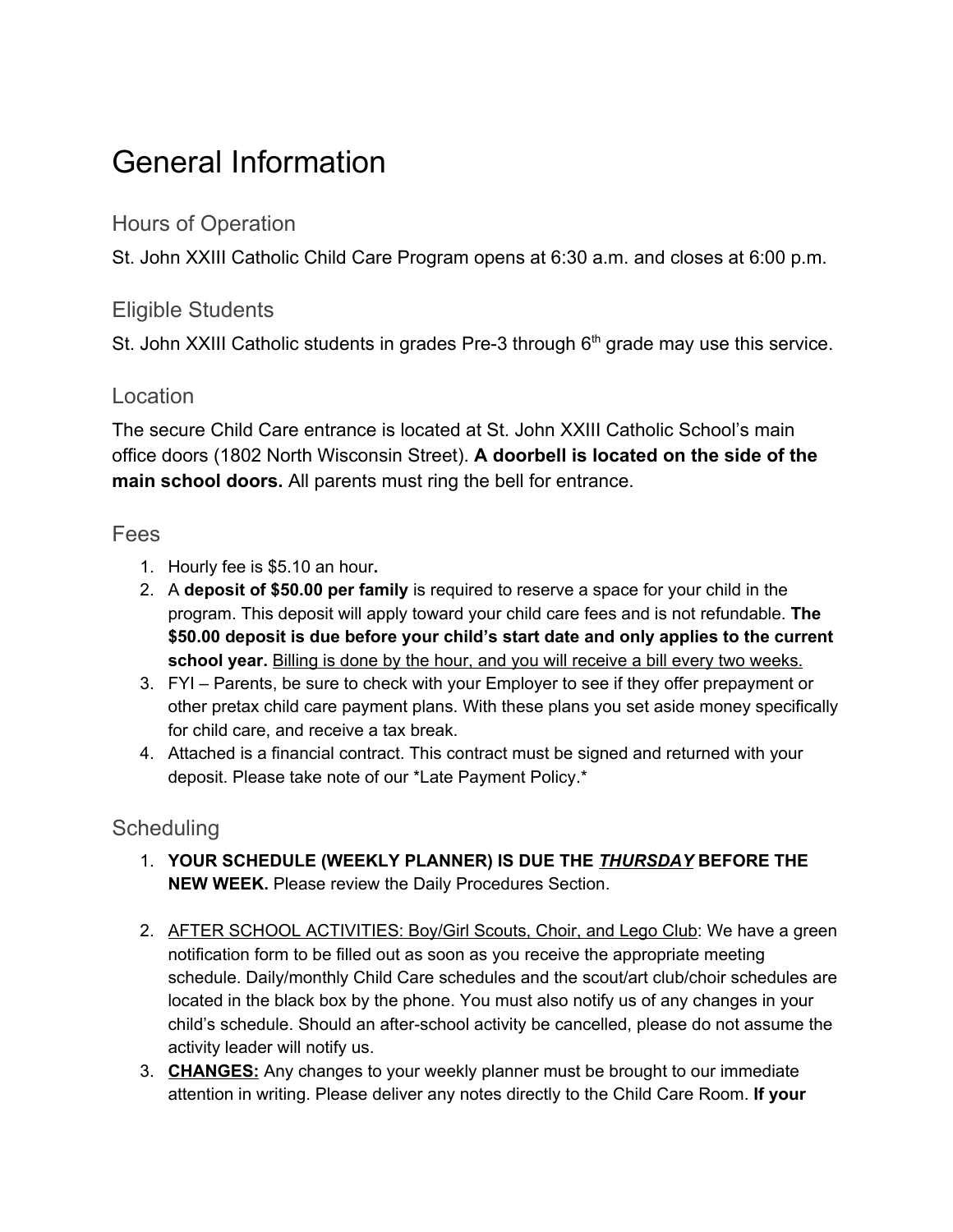# General Information

## Hours of Operation

St. John XXIII Catholic Child Care Program opens at 6:30 a.m. and closes at 6:00 p.m.

## Eligible Students

St. John XXIII Catholic students in grades Pre-3 through 6th grade may use this service.

## Location

The secure Child Care entrance is located at St. John XXIII Catholic School's main office doors (1802 North Wisconsin Street). **A doorbell is located on the side of the main school doors.** All parents must ring the bell for entrance.

## Fees

1. Hourly fee is $5.10 an hour**.**
2. A **deposit of $50.00 per family** is required to reserve a space for your child in the program. This deposit will apply toward your child care fees and is not refundable. **The $50.00 deposit is due before your child's start date and only applies to the current school year.** <u>Billing is done by the hour, and you will receive a bill every two weeks.</u>
3. FYI – Parents, be sure to check with your Employer to see if they offer prepayment or other pretax child care payment plans. With these plans you set aside money specifically for child care, and receive a tax break.
4. Attached is a financial contract. This contract must be signed and returned with your deposit. Please take note of our *Late Payment Policy.*

## Scheduling

1. **YOUR SCHEDULE (WEEKLY PLANNER) IS DUE THE *<u>THURSDAY</u>* BEFORE THE NEW WEEK.** Please review the Daily Procedures Section.

2. <u>AFTER SCHOOL ACTIVITIES: Boy/Girl Scouts, Choir, and Lego Club</u>: We have a green notification form to be filled out as soon as you receive the appropriate meeting schedule. Daily/monthly Child Care schedules and the scout/art club/choir schedules are located in the black box by the phone. You must also notify us of any changes in your child's schedule. Should an after-school activity be cancelled, please do not assume the activity leader will notify us.
3. **<u>CHANGES:</u>** Any changes to your weekly planner must be brought to our immediate attention in writing. Please deliver any notes directly to the Child Care Room. **If your**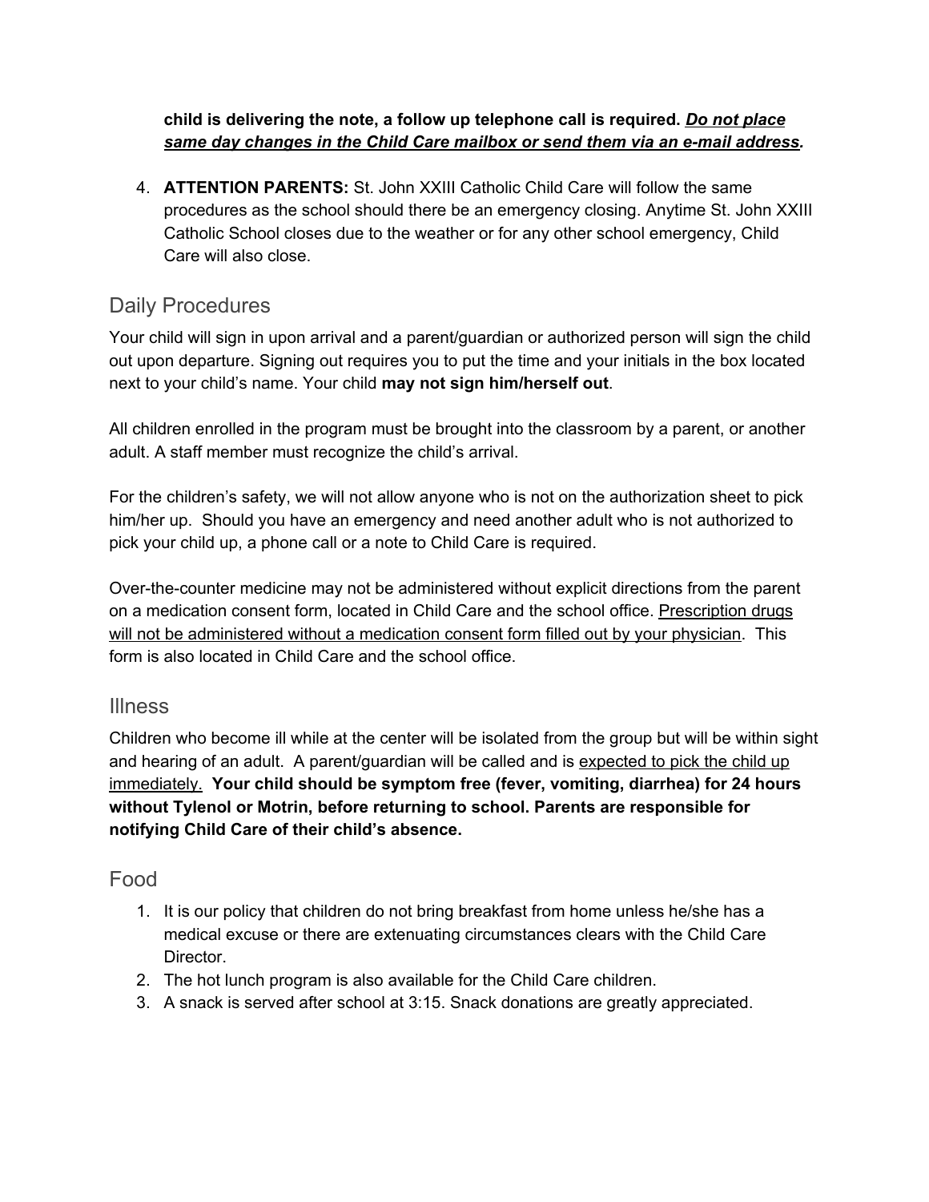**child is delivering the note, a follow up telephone call is required.** <u>***Do not place same day changes in the Child Care mailbox or send them via an e-mail address.***</u>

4. **ATTENTION PARENTS:** St. John XXIII Catholic Child Care will follow the same procedures as the school should there be an emergency closing. Anytime St. John XXIII Catholic School closes due to the weather or for any other school emergency, Child Care will also close.

## Daily Procedures

Your child will sign in upon arrival and a parent/guardian or authorized person will sign the child out upon departure. Signing out requires you to put the time and your initials in the box located next to your child's name. Your child **may not sign him/herself out**.

All children enrolled in the program must be brought into the classroom by a parent, or another adult. A staff member must recognize the child's arrival.

For the children's safety, we will not allow anyone who is not on the authorization sheet to pick him/her up. Should you have an emergency and need another adult who is not authorized to pick your child up, a phone call or a note to Child Care is required.

Over-the-counter medicine may not be administered without explicit directions from the parent on a medication consent form, located in Child Care and the school office. <u>Prescription drugs will not be administered without a medication consent form filled out by your physician</u>. This form is also located in Child Care and the school office.

## Illness

Children who become ill while at the center will be isolated from the group but will be within sight and hearing of an adult. A parent/guardian will be called and is <u>expected to pick the child up immediately.</u> **Your child should be symptom free (fever, vomiting, diarrhea) for 24 hours without Tylenol or Motrin, before returning to school. Parents are responsible for notifying Child Care of their child's absence.**

## Food

1. It is our policy that children do not bring breakfast from home unless he/she has a medical excuse or there are extenuating circumstances clears with the Child Care Director.
2. The hot lunch program is also available for the Child Care children.
3. A snack is served after school at 3:15. Snack donations are greatly appreciated.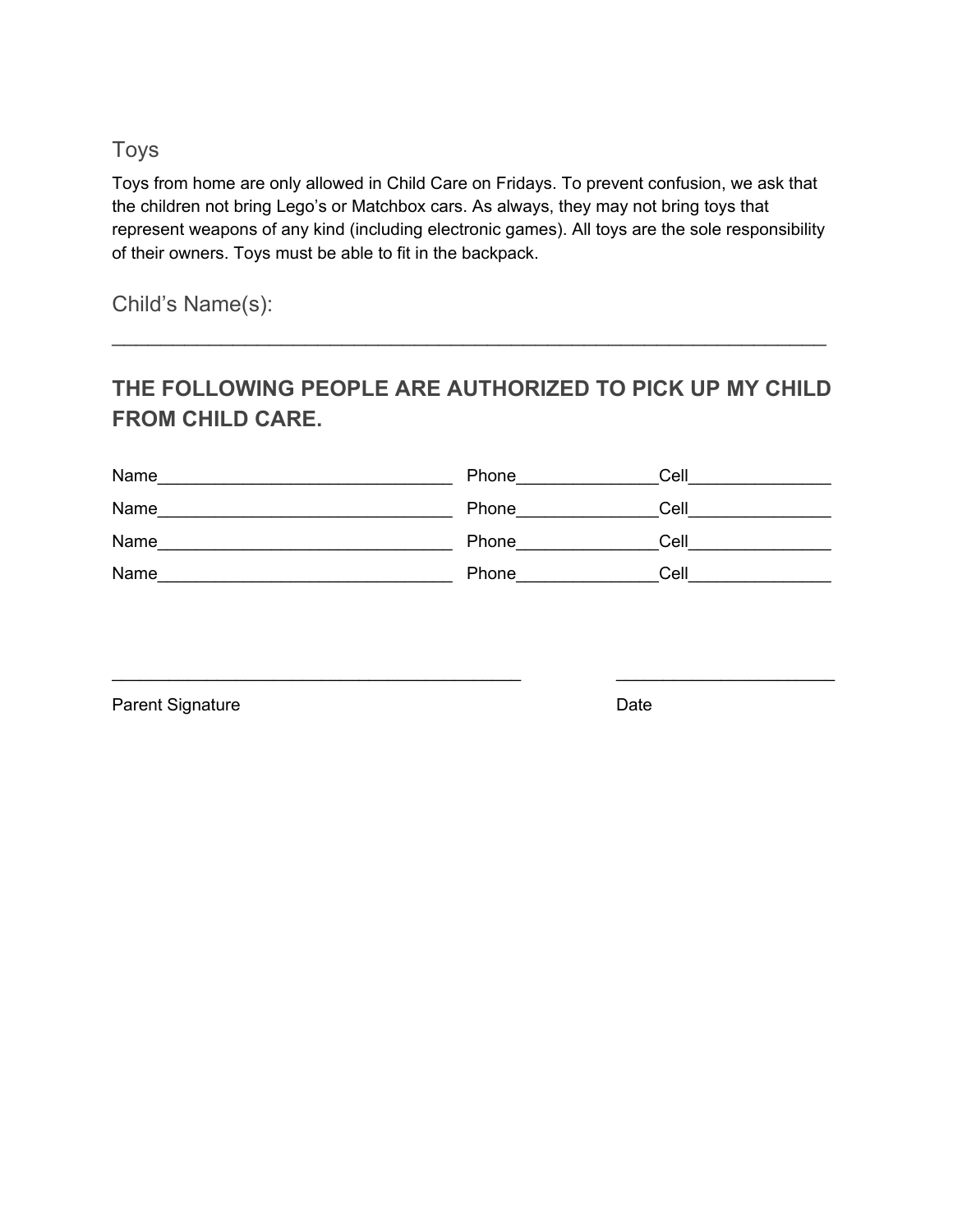## Toys

Toys from home are only allowed in Child Care on Fridays. To prevent confusion, we ask that the children not bring Lego's or Matchbox cars. As always, they may not bring toys that represent weapons of any kind (including electronic games). All toys are the sole responsibility of their owners. Toys must be able to fit in the backpack.

## Child's Name(s):

_______________________________________________________________________

### THE FOLLOWING PEOPLE ARE AUTHORIZED TO PICK UP MY CHILD FROM CHILD CARE.

Name_______________________________ Phone_______________Cell_______________

Name_______________________________ Phone_______________Cell_______________

Name_______________________________ Phone_______________Cell_______________

Name_______________________________ Phone_______________Cell_______________

____________________________________________ ______________________

Parent Signature Date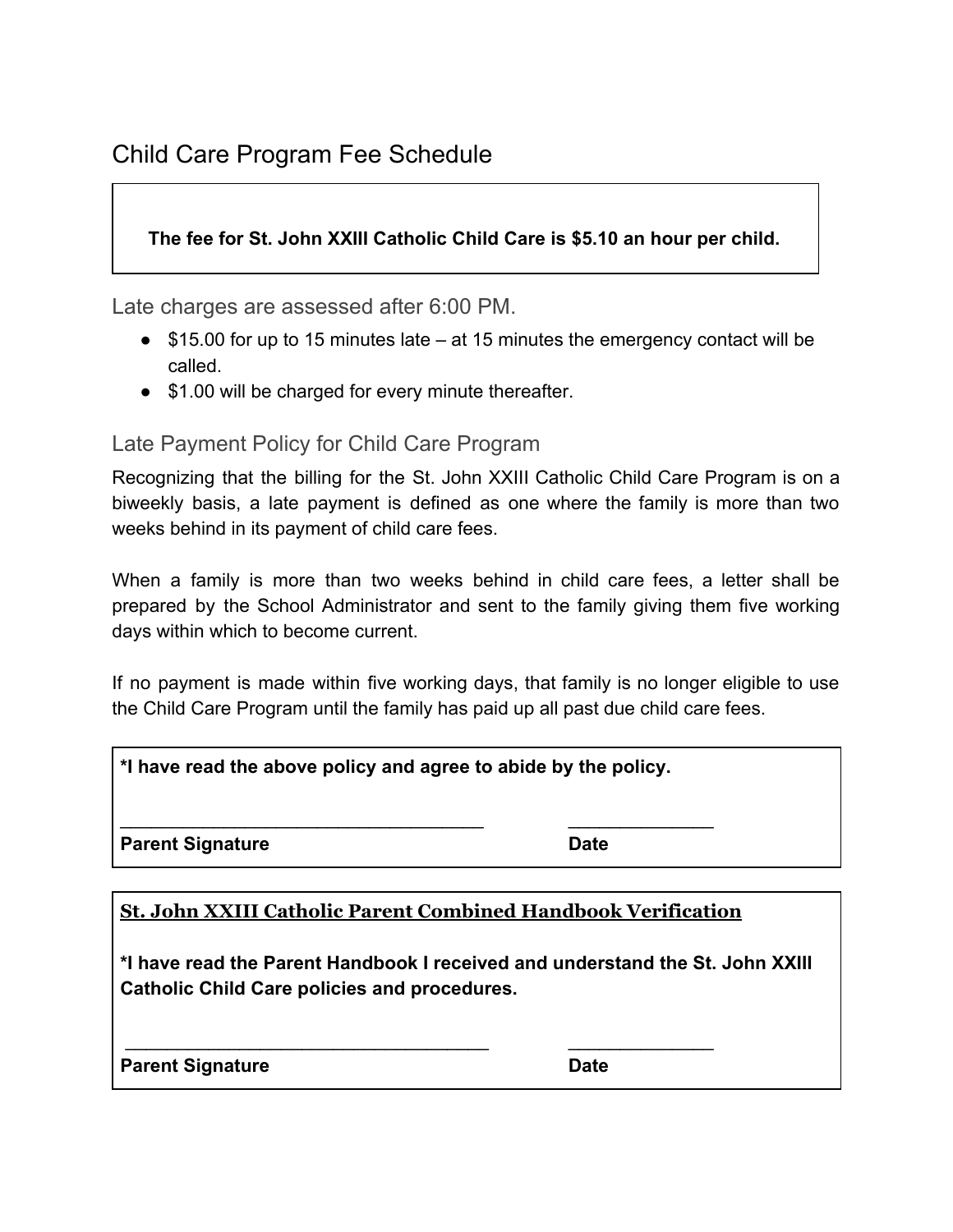# Child Care Program Fee Schedule

**The fee for St. John XXIII Catholic Child Care is $5.10 an hour per child.**

## Late charges are assessed after 6:00 PM.

- $15.00 for up to 15 minutes late – at 15 minutes the emergency contact will be called.
- $1.00 will be charged for every minute thereafter.

## Late Payment Policy for Child Care Program

Recognizing that the billing for the St. John XXIII Catholic Child Care Program is on a biweekly basis, a late payment is defined as one where the family is more than two weeks behind in its payment of child care fees.

When a family is more than two weeks behind in child care fees, a letter shall be prepared by the School Administrator and sent to the family giving them five working days within which to become current.

If no payment is made within five working days, that family is no longer eligible to use the Child Care Program until the family has paid up all past due child care fees.

**\*I have read the above policy and agree to abide by the policy.**

_____________________________________ ______________

**Parent Signature** **Date**

**St. John XXIII Catholic Parent Combined Handbook Verification**

**\*I have read the Parent Handbook I received and understand the St. John XXIII Catholic Child Care policies and procedures.**

_____________________________________ ______________

**Parent Signature** **Date**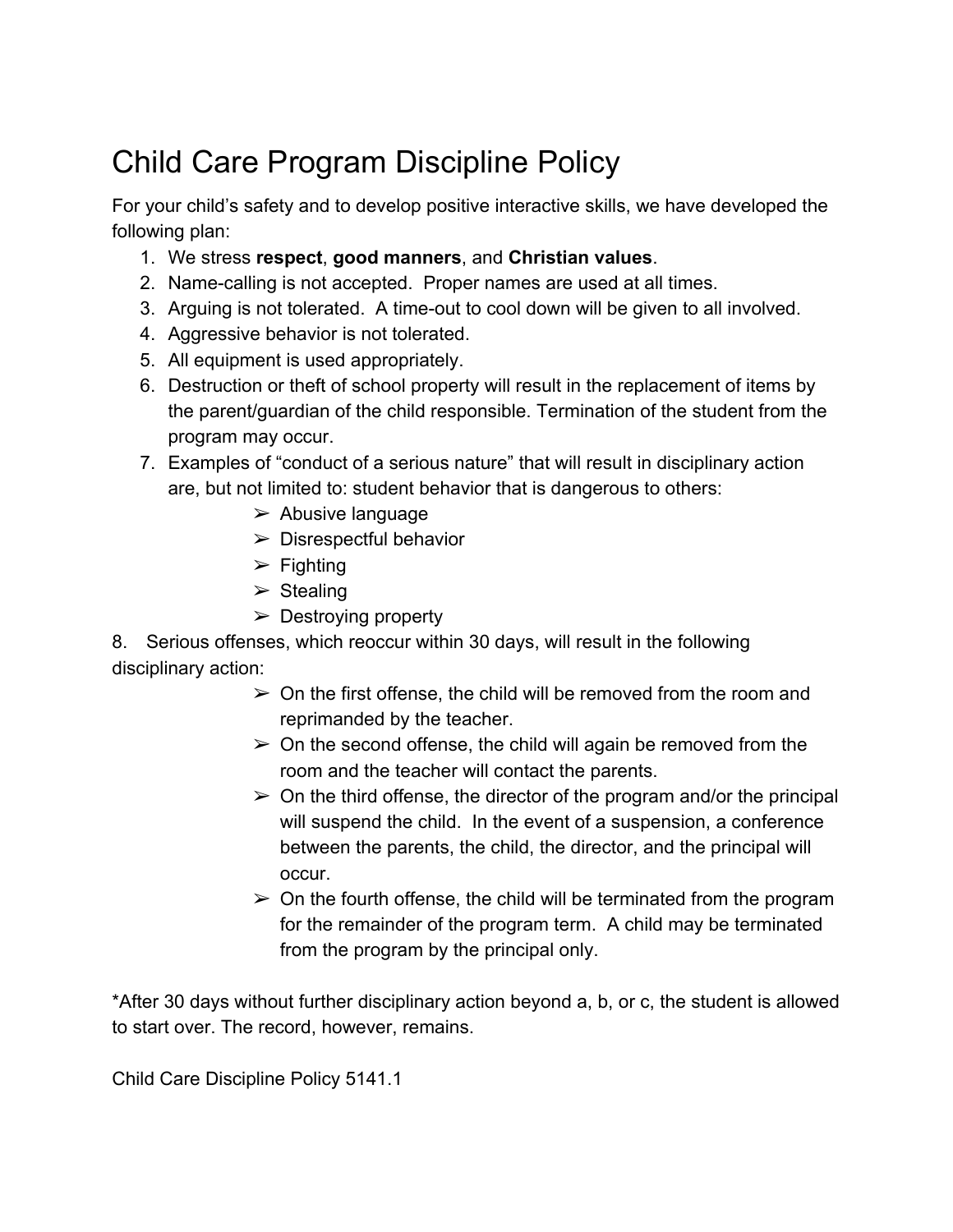# Child Care Program Discipline Policy

For your child's safety and to develop positive interactive skills, we have developed the following plan:

1. We stress **respect**, **good manners**, and **Christian values**.
2. Name-calling is not accepted. Proper names are used at all times.
3. Arguing is not tolerated. A time-out to cool down will be given to all involved.
4. Aggressive behavior is not tolerated.
5. All equipment is used appropriately.
6. Destruction or theft of school property will result in the replacement of items by the parent/guardian of the child responsible. Termination of the student from the program may occur.
7. Examples of "conduct of a serious nature" that will result in disciplinary action are, but not limited to: student behavior that is dangerous to others:
   - Abusive language
   - Disrespectful behavior
   - Fighting
   - Stealing
   - Destroying property

8. Serious offenses, which reoccur within 30 days, will result in the following disciplinary action:

   - On the first offense, the child will be removed from the room and reprimanded by the teacher.
   - On the second offense, the child will again be removed from the room and the teacher will contact the parents.
   - On the third offense, the director of the program and/or the principal will suspend the child. In the event of a suspension, a conference between the parents, the child, the director, and the principal will occur.
   - On the fourth offense, the child will be terminated from the program for the remainder of the program term. A child may be terminated from the program by the principal only.

*After 30 days without further disciplinary action beyond a, b, or c, the student is allowed to start over. The record, however, remains.

Child Care Discipline Policy 5141.1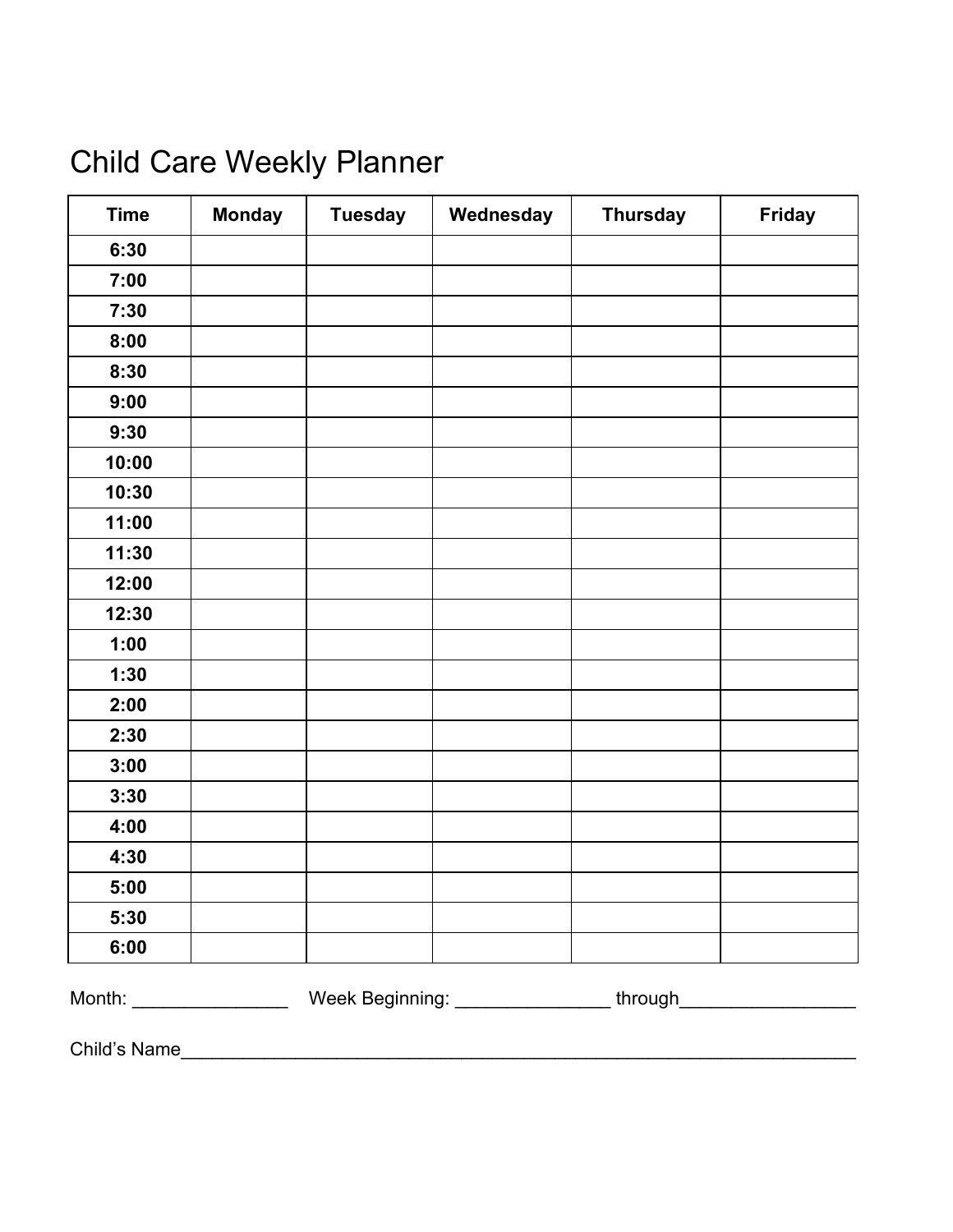# Child Care Weekly Planner

| Time | Monday | Tuesday | Wednesday | Thursday | Friday |
|---|---|---|---|---|---|
| 6:30 | | | | | |
| 7:00 | | | | | |
| 7:30 | | | | | |
| 8:00 | | | | | |
| 8:30 | | | | | |
| 9:00 | | | | | |
| 9:30 | | | | | |
| 10:00 | | | | | |
| 10:30 | | | | | |
| 11:00 | | | | | |
| 11:30 | | | | | |
| 12:00 | | | | | |
| 12:30 | | | | | |
| 1:00 | | | | | |
| 1:30 | | | | | |
| 2:00 | | | | | |
| 2:30 | | | | | |
| 3:00 | | | | | |
| 3:30 | | | | | |
| 4:00 | | | | | |
| 4:30 | | | | | |
| 5:00 | | | | | |
| 5:30 | | | | | |
| 6:00 | | | | | |

Month: _______________ Week Beginning: _______________ through_________________

Child's Name_________________________________________________________________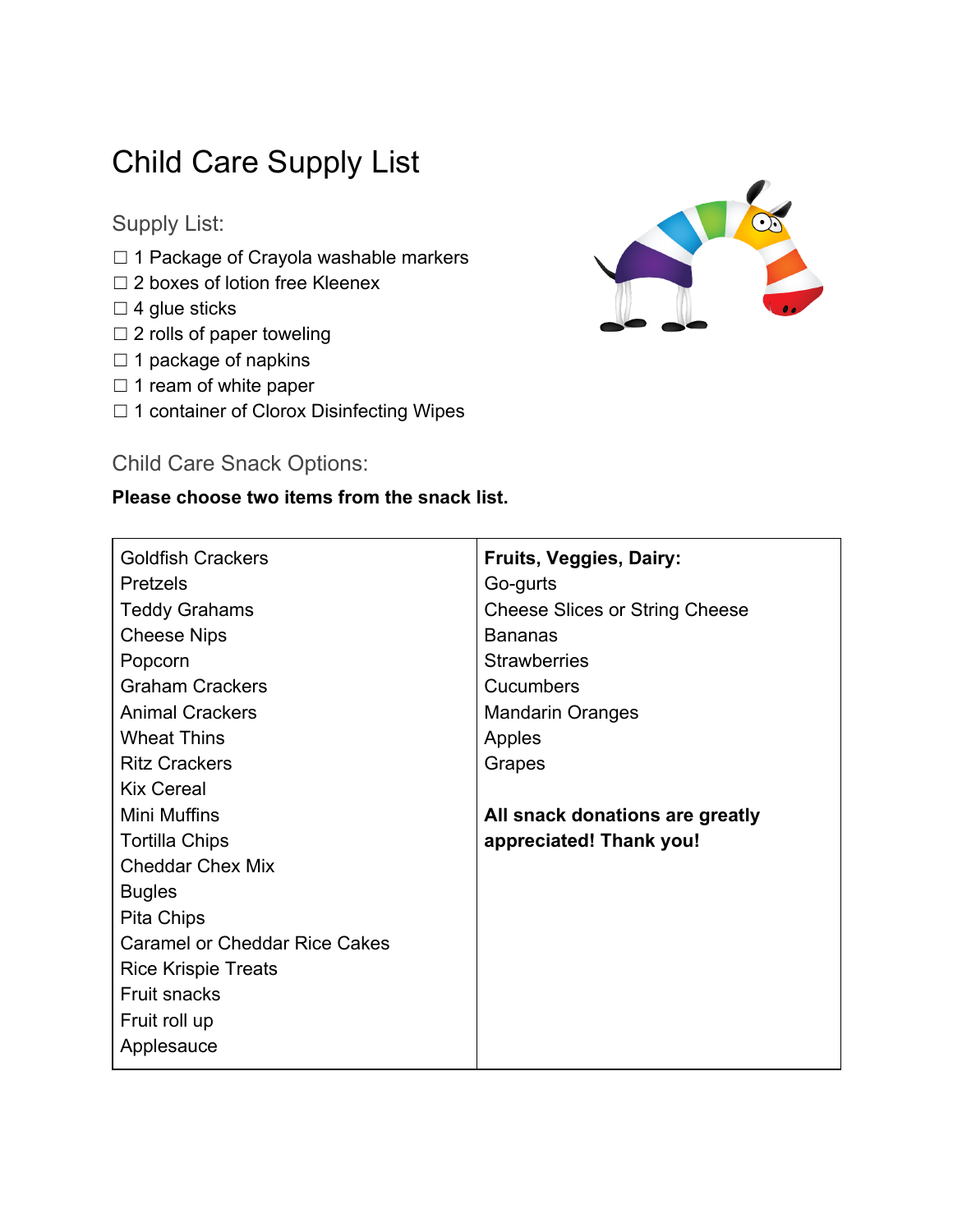# Child Care Supply List

## Supply List:

- ☐ 1 Package of Crayola washable markers
- ☐ 2 boxes of lotion free Kleenex
- ☐ 4 glue sticks
- ☐ 2 rolls of paper toweling
- ☐ 1 package of napkins
- ☐ 1 ream of white paper
- ☐ 1 container of Clorox Disinfecting Wipes

## Child Care Snack Options:

**Please choose two items from the snack list.**

| | |
|---|---|
| Goldfish Crackers<br>Pretzels<br>Teddy Grahams<br>Cheese Nips<br>Popcorn<br>Graham Crackers<br>Animal Crackers<br>Wheat Thins<br>Ritz Crackers<br>Kix Cereal<br>Mini Muffins<br>Tortilla Chips<br>Cheddar Chex Mix<br>Bugles<br>Pita Chips<br>Caramel or Cheddar Rice Cakes<br>Rice Krispie Treats<br>Fruit snacks<br>Fruit roll up<br>Applesauce | **Fruits, Veggies, Dairy:**<br>Go-gurts<br>Cheese Slices or String Cheese<br>Bananas<br>Strawberries<br>Cucumbers<br>Mandarin Oranges<br>Apples<br>Grapes<br><br>**All snack donations are greatly appreciated! Thank you!** |